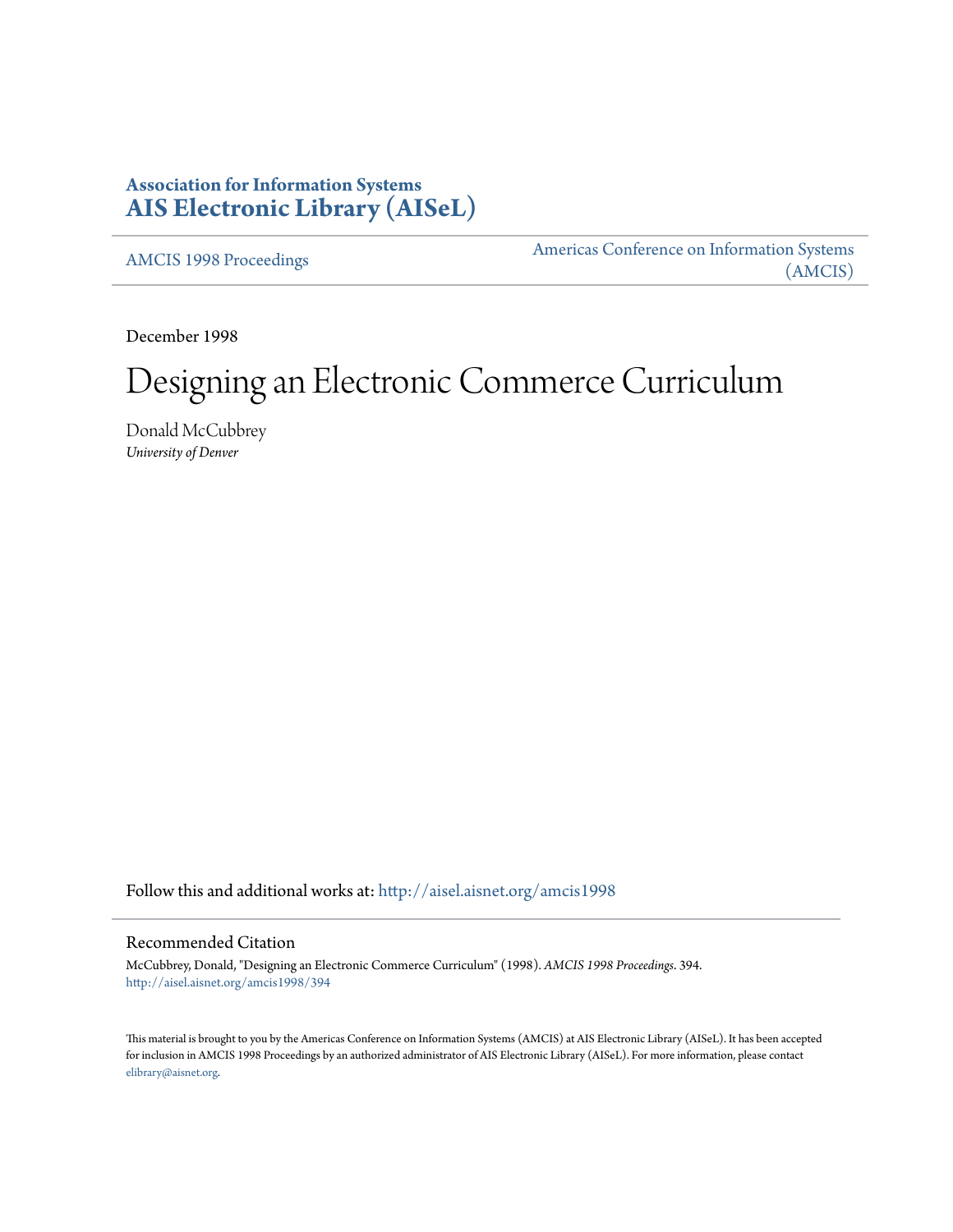# Association for Information Systems
# AIS Electronic Library (AISeL)

AMCIS 1998 Proceedings

Americas Conference on Information Systems (AMCIS)

December 1998

# Designing an Electronic Commerce Curriculum

Donald McCubbrey
*University of Denver*

Follow this and additional works at: http://aisel.aisnet.org/amcis1998

## Recommended Citation

McCubbrey, Donald, "Designing an Electronic Commerce Curriculum" (1998). *AMCIS 1998 Proceedings*. 394.
http://aisel.aisnet.org/amcis1998/394

This material is brought to you by the Americas Conference on Information Systems (AMCIS) at AIS Electronic Library (AISeL). It has been accepted for inclusion in AMCIS 1998 Proceedings by an authorized administrator of AIS Electronic Library (AISeL). For more information, please contact elibrary@aisnet.org.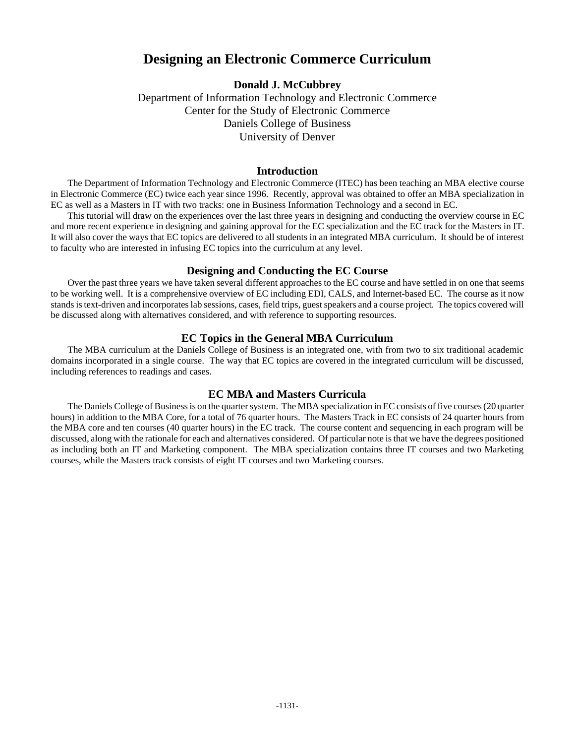# Designing an Electronic Commerce Curriculum

**Donald J. McCubbrey**

Department of Information Technology and Electronic Commerce
Center for the Study of Electronic Commerce
Daniels College of Business
University of Denver

## Introduction

The Department of Information Technology and Electronic Commerce (ITEC) has been teaching an MBA elective course in Electronic Commerce (EC) twice each year since 1996. Recently, approval was obtained to offer an MBA specialization in EC as well as a Masters in IT with two tracks: one in Business Information Technology and a second in EC.

This tutorial will draw on the experiences over the last three years in designing and conducting the overview course in EC and more recent experience in designing and gaining approval for the EC specialization and the EC track for the Masters in IT. It will also cover the ways that EC topics are delivered to all students in an integrated MBA curriculum. It should be of interest to faculty who are interested in infusing EC topics into the curriculum at any level.

## Designing and Conducting the EC Course

Over the past three years we have taken several different approaches to the EC course and have settled in on one that seems to be working well. It is a comprehensive overview of EC including EDI, CALS, and Internet-based EC. The course as it now stands is text-driven and incorporates lab sessions, cases, field trips, guest speakers and a course project. The topics covered will be discussed along with alternatives considered, and with reference to supporting resources.

## EC Topics in the General MBA Curriculum

The MBA curriculum at the Daniels College of Business is an integrated one, with from two to six traditional academic domains incorporated in a single course. The way that EC topics are covered in the integrated curriculum will be discussed, including references to readings and cases.

## EC MBA and Masters Curricula

The Daniels College of Business is on the quarter system. The MBA specialization in EC consists of five courses (20 quarter hours) in addition to the MBA Core, for a total of 76 quarter hours. The Masters Track in EC consists of 24 quarter hours from the MBA core and ten courses (40 quarter hours) in the EC track. The course content and sequencing in each program will be discussed, along with the rationale for each and alternatives considered. Of particular note is that we have the degrees positioned as including both an IT and Marketing component. The MBA specialization contains three IT courses and two Marketing courses, while the Masters track consists of eight IT courses and two Marketing courses.